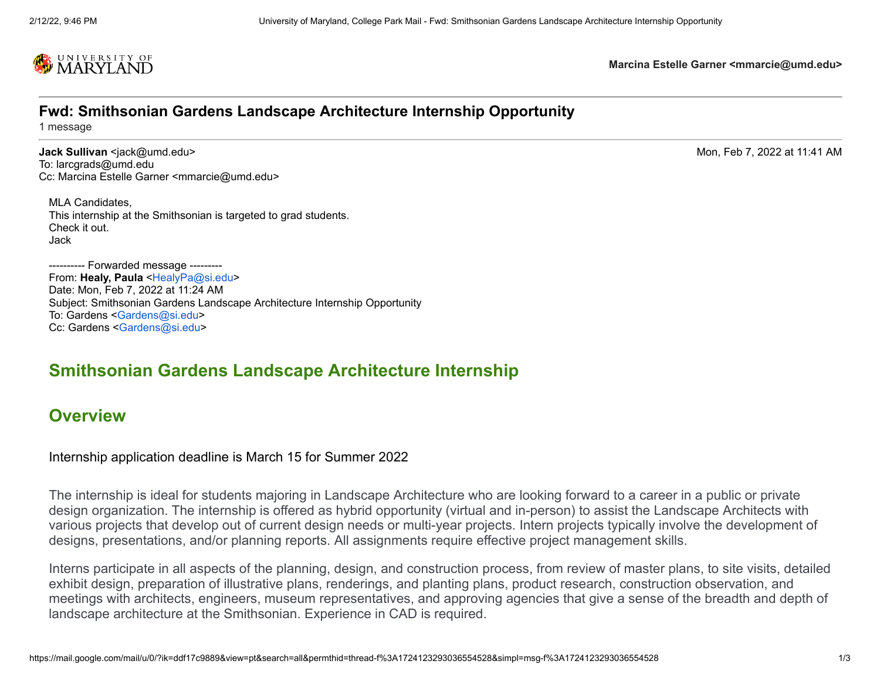**Marcina Estelle Garner <mmarcie@umd.edu>**

---

# Fwd: Smithsonian Gardens Landscape Architecture Internship Opportunity

1 message

---

**Jack Sullivan** <jack@umd.edu> Mon, Feb 7, 2022 at 11:41 AM
To: larcgrads@umd.edu
Cc: Marcina Estelle Garner <mmarcie@umd.edu>

MLA Candidates,
This internship at the Smithsonian is targeted to grad students.
Check it out.
Jack

---------- Forwarded message ---------
From: **Healy, Paula** <HealyPa@si.edu>
Date: Mon, Feb 7, 2022 at 11:24 AM
Subject: Smithsonian Gardens Landscape Architecture Internship Opportunity
To: Gardens <Gardens@si.edu>
Cc: Gardens <Gardens@si.edu>

## Smithsonian Gardens Landscape Architecture Internship

## Overview

Internship application deadline is March 15 for Summer 2022

The internship is ideal for students majoring in Landscape Architecture who are looking forward to a career in a public or private design organization. The internship is offered as hybrid opportunity (virtual and in-person) to assist the Landscape Architects with various projects that develop out of current design needs or multi-year projects. Intern projects typically involve the development of designs, presentations, and/or planning reports. All assignments require effective project management skills.

Interns participate in all aspects of the planning, design, and construction process, from review of master plans, to site visits, detailed exhibit design, preparation of illustrative plans, renderings, and planting plans, product research, construction observation, and meetings with architects, engineers, museum representatives, and approving agencies that give a sense of the breadth and depth of landscape architecture at the Smithsonian. Experience in CAD is required.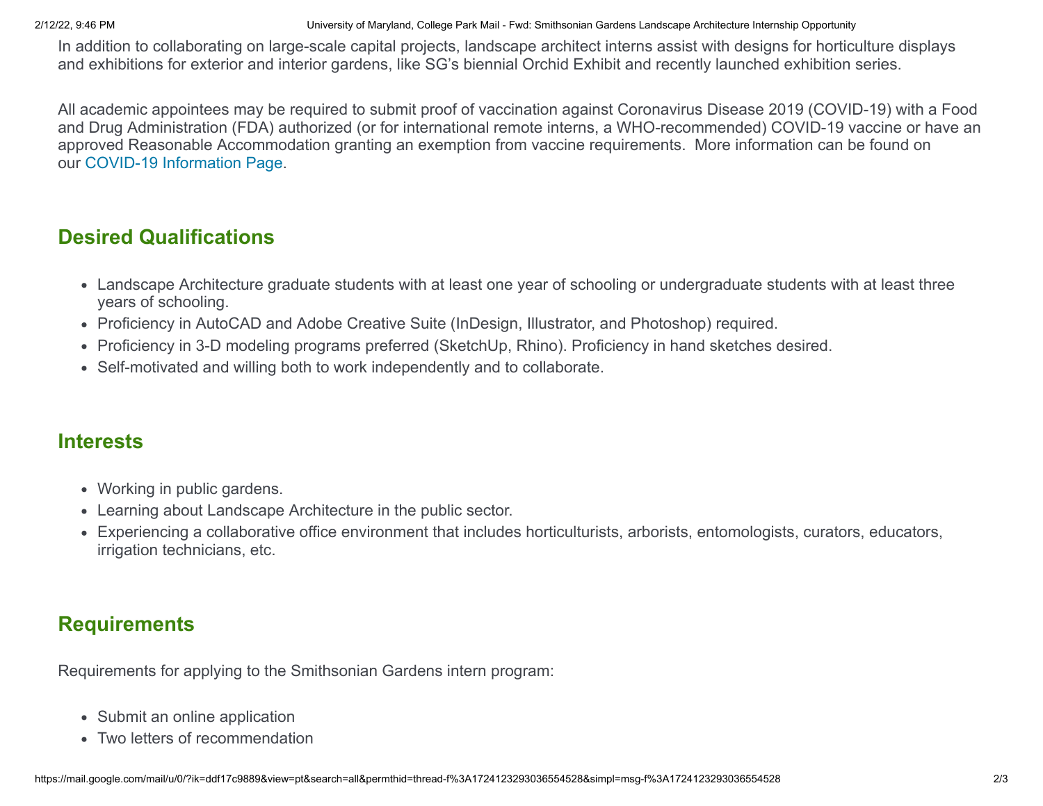In addition to collaborating on large-scale capital projects, landscape architect interns assist with designs for horticulture displays and exhibitions for exterior and interior gardens, like SG's biennial Orchid Exhibit and recently launched exhibition series.

All academic appointees may be required to submit proof of vaccination against Coronavirus Disease 2019 (COVID-19) with a Food and Drug Administration (FDA) authorized (or for international remote interns, a WHO-recommended) COVID-19 vaccine or have an approved Reasonable Accommodation granting an exemption from vaccine requirements. More information can be found on our COVID-19 Information Page.

## Desired Qualifications

- Landscape Architecture graduate students with at least one year of schooling or undergraduate students with at least three years of schooling.
- Proficiency in AutoCAD and Adobe Creative Suite (InDesign, Illustrator, and Photoshop) required.
- Proficiency in 3-D modeling programs preferred (SketchUp, Rhino). Proficiency in hand sketches desired.
- Self-motivated and willing both to work independently and to collaborate.

## Interests

- Working in public gardens.
- Learning about Landscape Architecture in the public sector.
- Experiencing a collaborative office environment that includes horticulturists, arborists, entomologists, curators, educators, irrigation technicians, etc.

## Requirements

Requirements for applying to the Smithsonian Gardens intern program:

- Submit an online application
- Two letters of recommendation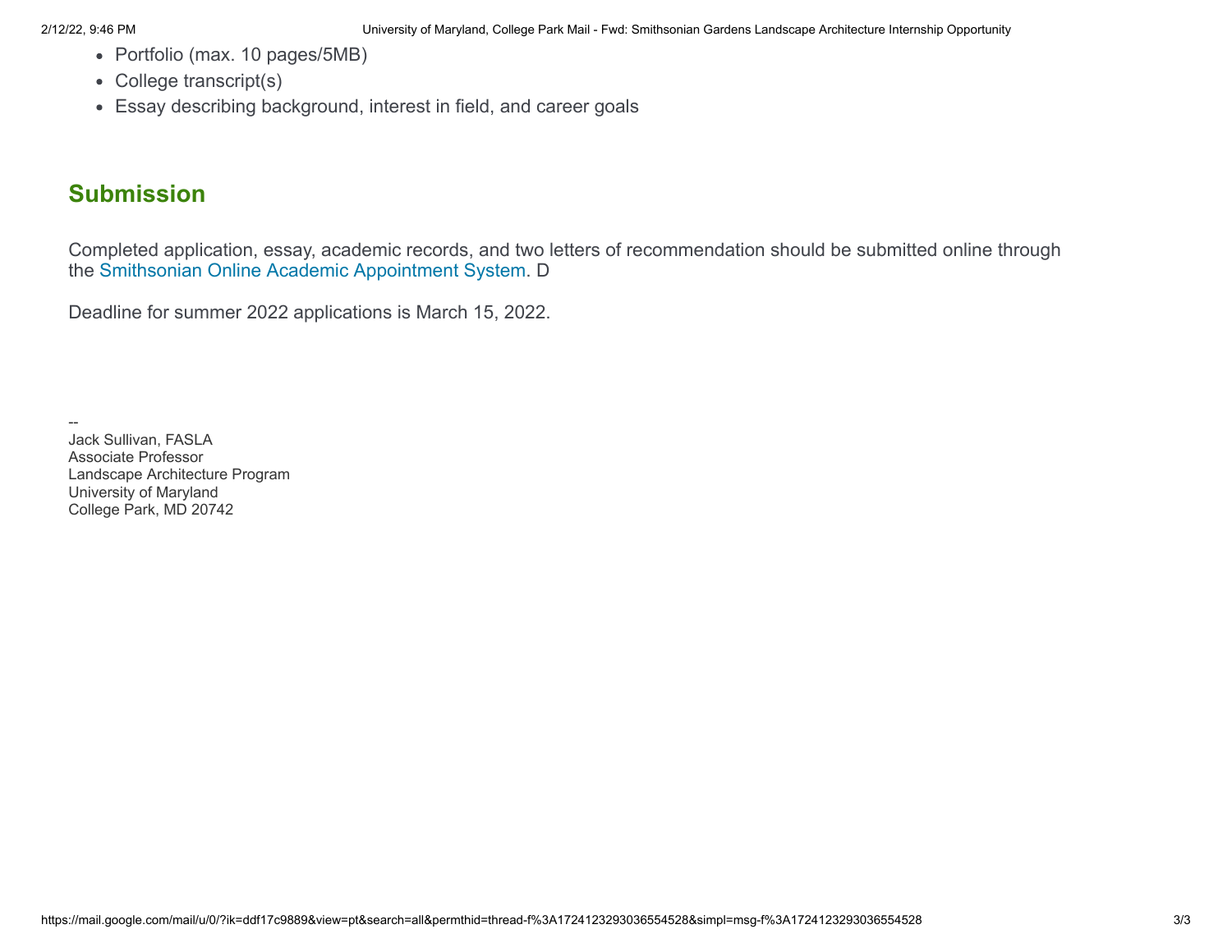- Portfolio (max. 10 pages/5MB)
- College transcript(s)
- Essay describing background, interest in field, and career goals

## Submission

Completed application, essay, academic records, and two letters of recommendation should be submitted online through the Smithsonian Online Academic Appointment System. D

Deadline for summer 2022 applications is March 15, 2022.

--
Jack Sullivan, FASLA
Associate Professor
Landscape Architecture Program
University of Maryland
College Park, MD 20742